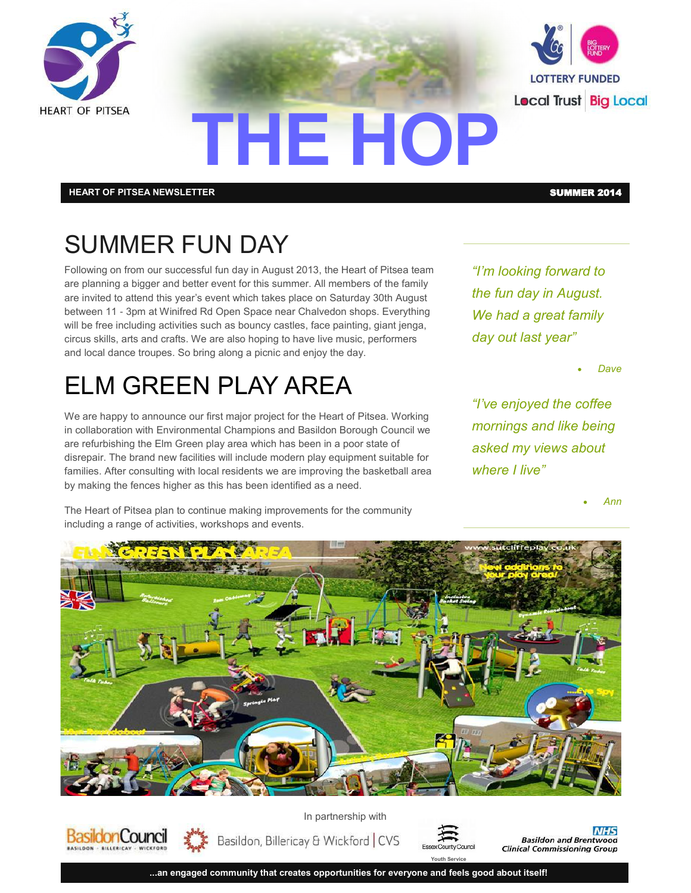HEART OF PITSEA

LOTTERY FUNDED

Local Trust | Big Local

# THE HOP

**HEART OF PITSEA NEWSLETTER** **SUMMER 2014**

## SUMMER FUN DAY

Following on from our successful fun day in August 2013, the Heart of Pitsea team are planning a bigger and better event for this summer. All members of the family are invited to attend this year's event which takes place on Saturday 30th August between 11 - 3pm at Winifred Rd Open Space near Chalvedon shops. Everything will be free including activities such as bouncy castles, face painting, giant jenga, circus skills, arts and crafts. We are also hoping to have live music, performers and local dance troupes. So bring along a picnic and enjoy the day.

## ELM GREEN PLAY AREA

We are happy to announce our first major project for the Heart of Pitsea. Working in collaboration with Environmental Champions and Basildon Borough Council we are refurbishing the Elm Green play area which has been in a poor state of disrepair. The brand new facilities will include modern play equipment suitable for families. After consulting with local residents we are improving the basketball area by making the fences higher as this has been identified as a need.

The Heart of Pitsea plan to continue making improvements for the community including a range of activities, workshops and events.

*"I'm looking forward to the fun day in August. We had a great family day out last year"*

- *Dave*

*"I've enjoyed the coffee mornings and like being asked my views about where I live"*

- *Ann*

In partnership with

Basildon Council · Basildon, Billericay & Wickford CVS · Essex County Council Youth Service · NHS Basildon and Brentwood Clinical Commissioning Group

**...an engaged community that creates opportunities for everyone and feels good about itself!**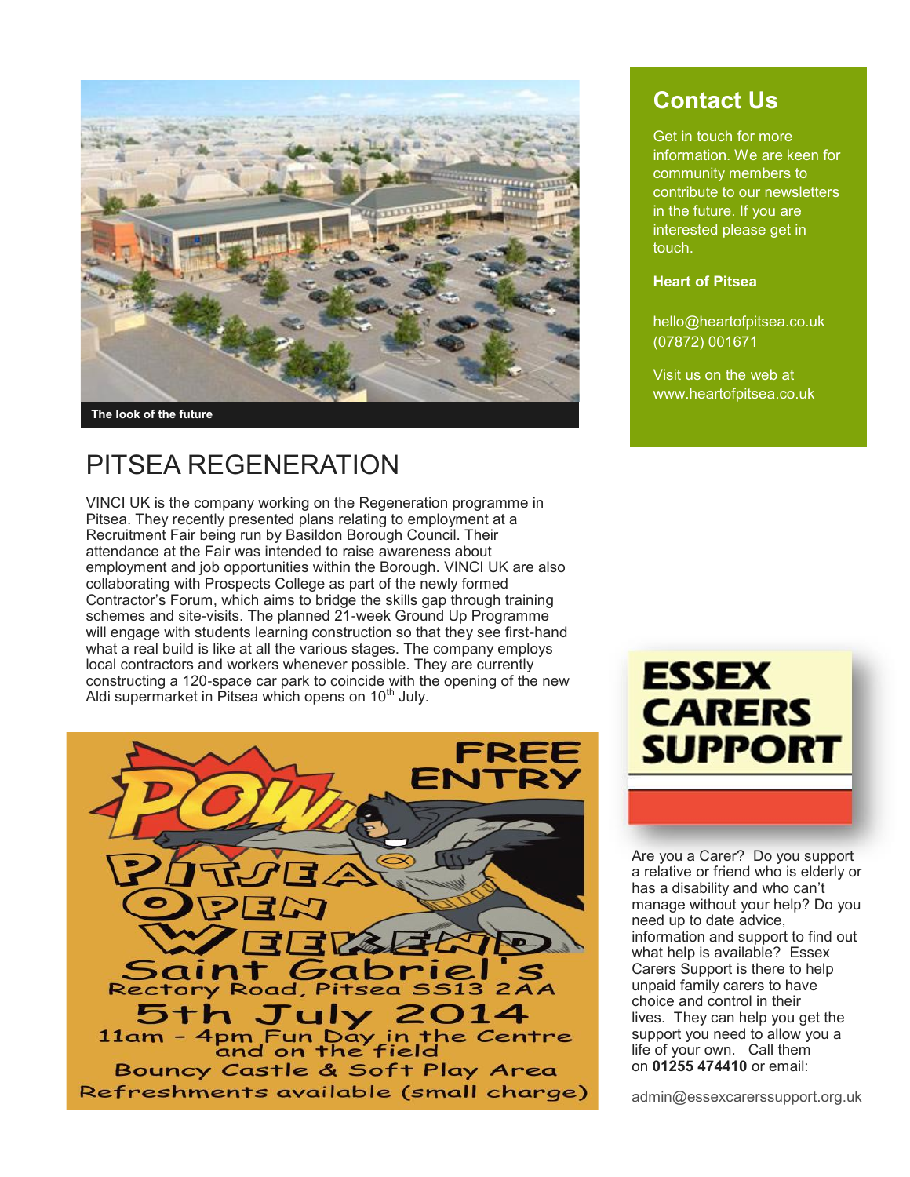The look of the future

# PITSEA REGENERATION

VINCI UK is the company working on the Regeneration programme in Pitsea. They recently presented plans relating to employment at a Recruitment Fair being run by Basildon Borough Council. Their attendance at the Fair was intended to raise awareness about employment and job opportunities within the Borough. VINCI UK are also collaborating with Prospects College as part of the newly formed Contractor's Forum, which aims to bridge the skills gap through training schemes and site-visits. The planned 21-week Ground Up Programme will engage with students learning construction so that they see first-hand what a real build is like at all the various stages. The company employs local contractors and workers whenever possible. They are currently constructing a 120-space car park to coincide with the opening of the new Aldi supermarket in Pitsea which opens on 10th July.

FREE ENTRY

POW!

PITSEA OPEN WEEKEND

Saint Gabriel's
Rectory Road, Pitsea SS13 2AA

5th July 2014

11am - 4pm Fun Day in the Centre and on the field

Bouncy Castle & Soft Play Area

Refreshments available (small charge)

## Contact Us

Get in touch for more information. We are keen for community members to contribute to our newsletters in the future. If you are interested please get in touch.

**Heart of Pitsea**

hello@heartofpitsea.co.uk
(07872) 001671

Visit us on the web at www.heartofpitsea.co.uk

## ESSEX CARERS SUPPORT

Are you a Carer? Do you support a relative or friend who is elderly or has a disability and who can't manage without your help? Do you need up to date advice, information and support to find out what help is available? Essex Carers Support is there to help unpaid family carers to have choice and control in their lives. They can help you get the support you need to allow you a life of your own. Call them on **01255 474410** or email:

admin@essexcarerssupport.org.uk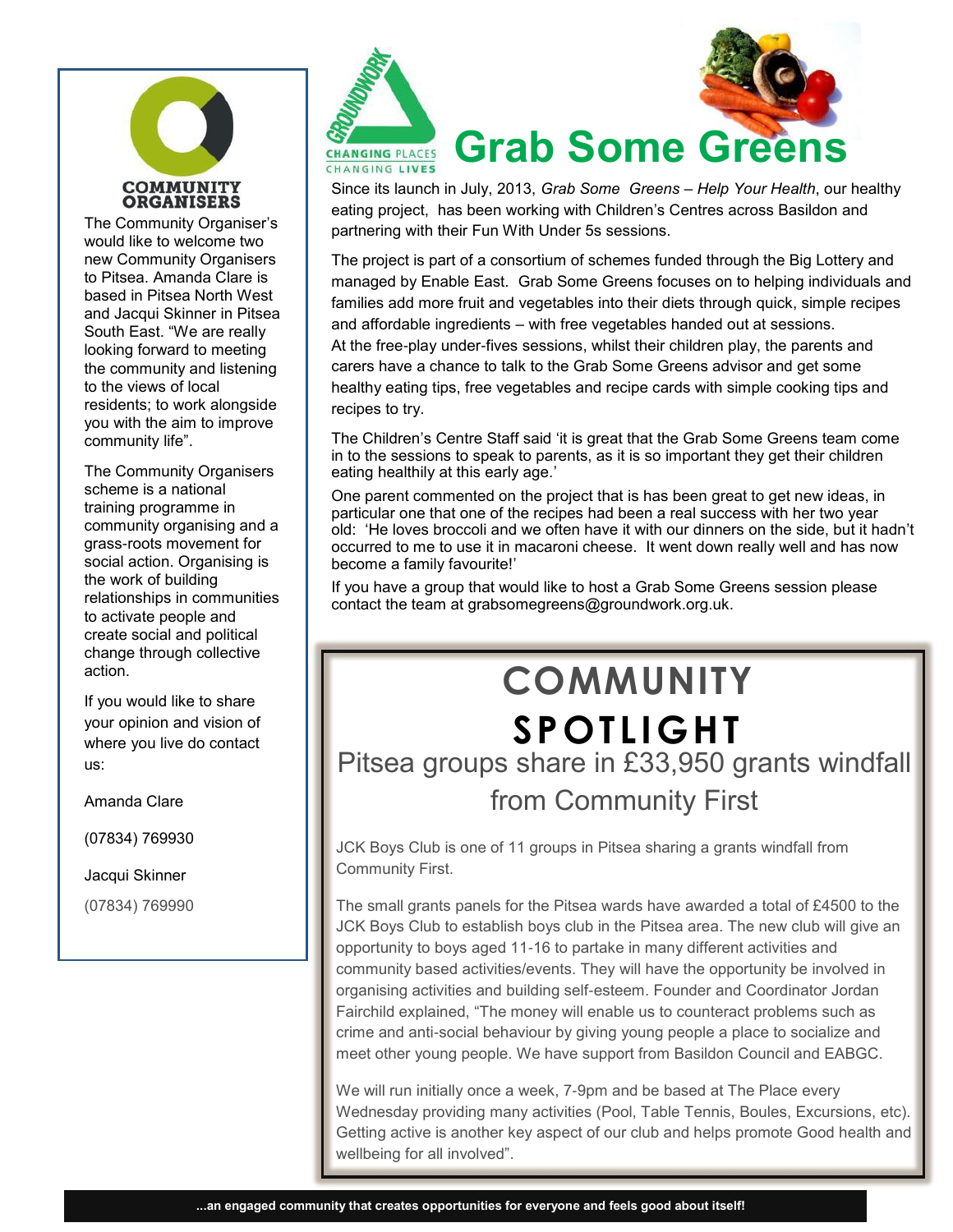## COMMUNITY ORGANISERS

The Community Organiser's would like to welcome two new Community Organisers to Pitsea. Amanda Clare is based in Pitsea North West and Jacqui Skinner in Pitsea South East. "We are really looking forward to meeting the community and listening to the views of local residents; to work alongside you with the aim to improve community life".

The Community Organisers scheme is a national training programme in community organising and a grass-roots movement for social action. Organising is the work of building relationships in communities to activate people and create social and political change through collective action.

If you would like to share your opinion and vision of where you live do contact us:

Amanda Clare

(07834) 769930

Jacqui Skinner

(07834) 769990

GROUNDWORK — CHANGING PLACES CHANGING LIVES

# Grab Some Greens

Since its launch in July, 2013, *Grab Some Greens – Help Your Health*, our healthy eating project, has been working with Children's Centres across Basildon and partnering with their Fun With Under 5s sessions.

The project is part of a consortium of schemes funded through the Big Lottery and managed by Enable East. Grab Some Greens focuses on to helping individuals and families add more fruit and vegetables into their diets through quick, simple recipes and affordable ingredients – with free vegetables handed out at sessions.
At the free-play under-fives sessions, whilst their children play, the parents and carers have a chance to talk to the Grab Some Greens advisor and get some healthy eating tips, free vegetables and recipe cards with simple cooking tips and recipes to try.

The Children's Centre Staff said 'it is great that the Grab Some Greens team come in to the sessions to speak to parents, as it is so important they get their children eating healthily at this early age.'

One parent commented on the project that is has been great to get new ideas, in particular one that one of the recipes had been a real success with her two year old: 'He loves broccoli and we often have it with our dinners on the side, but it hadn't occurred to me to use it in macaroni cheese. It went down really well and has now become a family favourite!'

If you have a group that would like to host a Grab Some Greens session please contact the team at grabsomegreens@groundwork.org.uk.

# COMMUNITY SPOTLIGHT

## Pitsea groups share in £33,950 grants windfall from Community First

JCK Boys Club is one of 11 groups in Pitsea sharing a grants windfall from Community First.

The small grants panels for the Pitsea wards have awarded a total of £4500 to the JCK Boys Club to establish boys club in the Pitsea area. The new club will give an opportunity to boys aged 11-16 to partake in many different activities and community based activities/events. They will have the opportunity be involved in organising activities and building self-esteem. Founder and Coordinator Jordan Fairchild explained, "The money will enable us to counteract problems such as crime and anti-social behaviour by giving young people a place to socialize and meet other young people. We have support from Basildon Council and EABGC.

We will run initially once a week, 7-9pm and be based at The Place every Wednesday providing many activities (Pool, Table Tennis, Boules, Excursions, etc). Getting active is another key aspect of our club and helps promote Good health and wellbeing for all involved".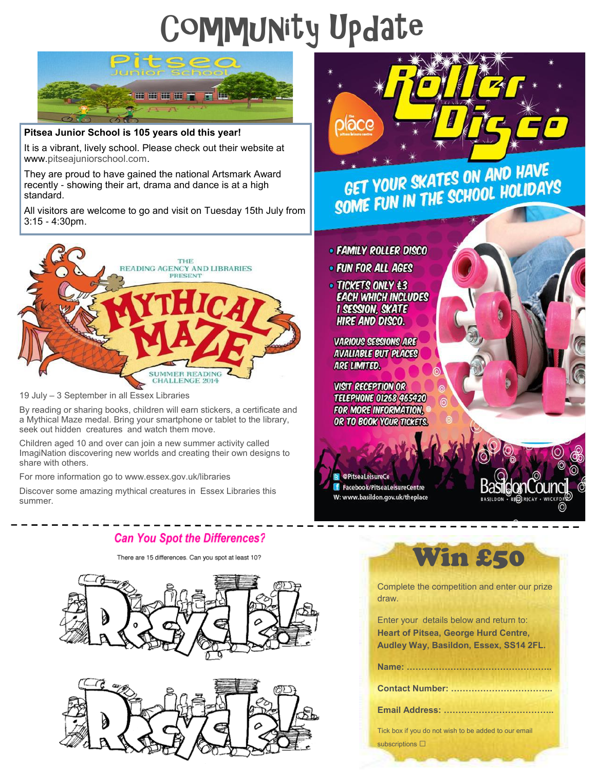# Community Update

Pitsea Junior School

**Pitsea Junior School is 105 years old this year!**

It is a vibrant, lively school. Please check out their website at www.pitseajuniorschool.com.

They are proud to have gained the national Artsmark Award recently - showing their art, drama and dance is at a high standard.

All visitors are welcome to go and visit on Tuesday 15th July from 3:15 - 4:30pm.

THE READING AGENCY AND LIBRARIES PRESENT

MYTHICAL MAZE

SUMMER READING CHALLENGE 2014

19 July – 3 September in all Essex Libraries

By reading or sharing books, children will earn stickers, a certificate and a Mythical Maze medal. Bring your smartphone or tablet to the library, seek out hidden creatures and watch them move.

Children aged 10 and over can join a new summer activity called ImagiNation discovering new worlds and creating their own designs to share with others.

For more information go to www.essex.gov.uk/libraries

Discover some amazing mythical creatures in Essex Libraries this summer.

the place pitsea leisure centre

## Roller Disco

GET YOUR SKATES ON AND HAVE SOME FUN IN THE SCHOOL HOLIDAYS

- FAMILY ROLLER DISCO
- FUN FOR ALL AGES
- TICKETS ONLY £3 EACH WHICH INCLUDES 1 SESSION, SKATE HIRE AND DISCO.

VARIOUS SESSIONS ARE AVALIABLE BUT PLACES ARE LIMITED.

VISIT RECEPTION OR TELEPHONE 01268 465420 FOR MORE INFORMATION, OR TO BOOK YOUR TICKETS.

@PitseaLeisureCe

Facebook/PitseaLeisureCentre

W: www.basildon.gov.uk/theplace

Basildon Council BASILDON • BILLERICAY • WICKFORD

## Can You Spot the Differences?

There are 15 differences. Can you spot at least 10?

Recycle!

Recycle!

## Win £50

Complete the competition and enter our prize draw.

Enter your details below and return to:
**Heart of Pitsea, George Hurd Centre, Audley Way, Basildon, Essex, SS14 2FL.**

**Name:** ……………………………………………

**Contact Number:** ……………………………

**Email Address:** ………………………………

Tick box if you do not wish to be added to our email subscriptions ☐